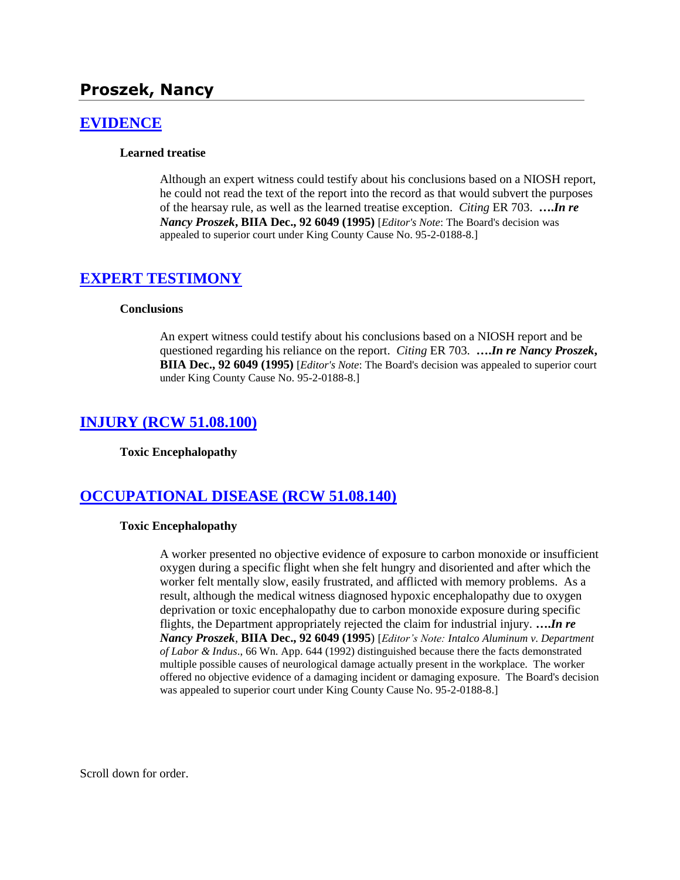# Proszek, Nancy

## [EVIDENCE]

**Learned treatise**

Although an expert witness could testify about his conclusions based on a NIOSH report, he could not read the text of the report into the record as that would subvert the purposes of the hearsay rule, as well as the learned treatise exception. *Citing* ER 703. ***….In re Nancy Proszek*, BIIA Dec., 92 6049 (1995)** [*Editor's Note*: The Board's decision was appealed to superior court under King County Cause No. 95-2-0188-8.]

## [EXPERT TESTIMONY]

**Conclusions**

An expert witness could testify about his conclusions based on a NIOSH report and be questioned regarding his reliance on the report. *Citing* ER 703. ***….In re Nancy Proszek*, BIIA Dec., 92 6049 (1995)** [*Editor's Note*: The Board's decision was appealed to superior court under King County Cause No. 95-2-0188-8.]

## [INJURY (RCW 51.08.100)]

**Toxic Encephalopathy**

## [OCCUPATIONAL DISEASE (RCW 51.08.140)]

**Toxic Encephalopathy**

A worker presented no objective evidence of exposure to carbon monoxide or insufficient oxygen during a specific flight when she felt hungry and disoriented and after which the worker felt mentally slow, easily frustrated, and afflicted with memory problems. As a result, although the medical witness diagnosed hypoxic encephalopathy due to oxygen deprivation or toxic encephalopathy due to carbon monoxide exposure during specific flights, the Department appropriately rejected the claim for industrial injury. ***….In re Nancy Proszek*, BIIA Dec., 92 6049 (1995)** [*Editor's Note: Intalco Aluminum v. Department of Labor & Indus*., 66 Wn. App. 644 (1992) distinguished because there the facts demonstrated multiple possible causes of neurological damage actually present in the workplace. The worker offered no objective evidence of a damaging incident or damaging exposure. The Board's decision was appealed to superior court under King County Cause No. 95-2-0188-8.]

Scroll down for order.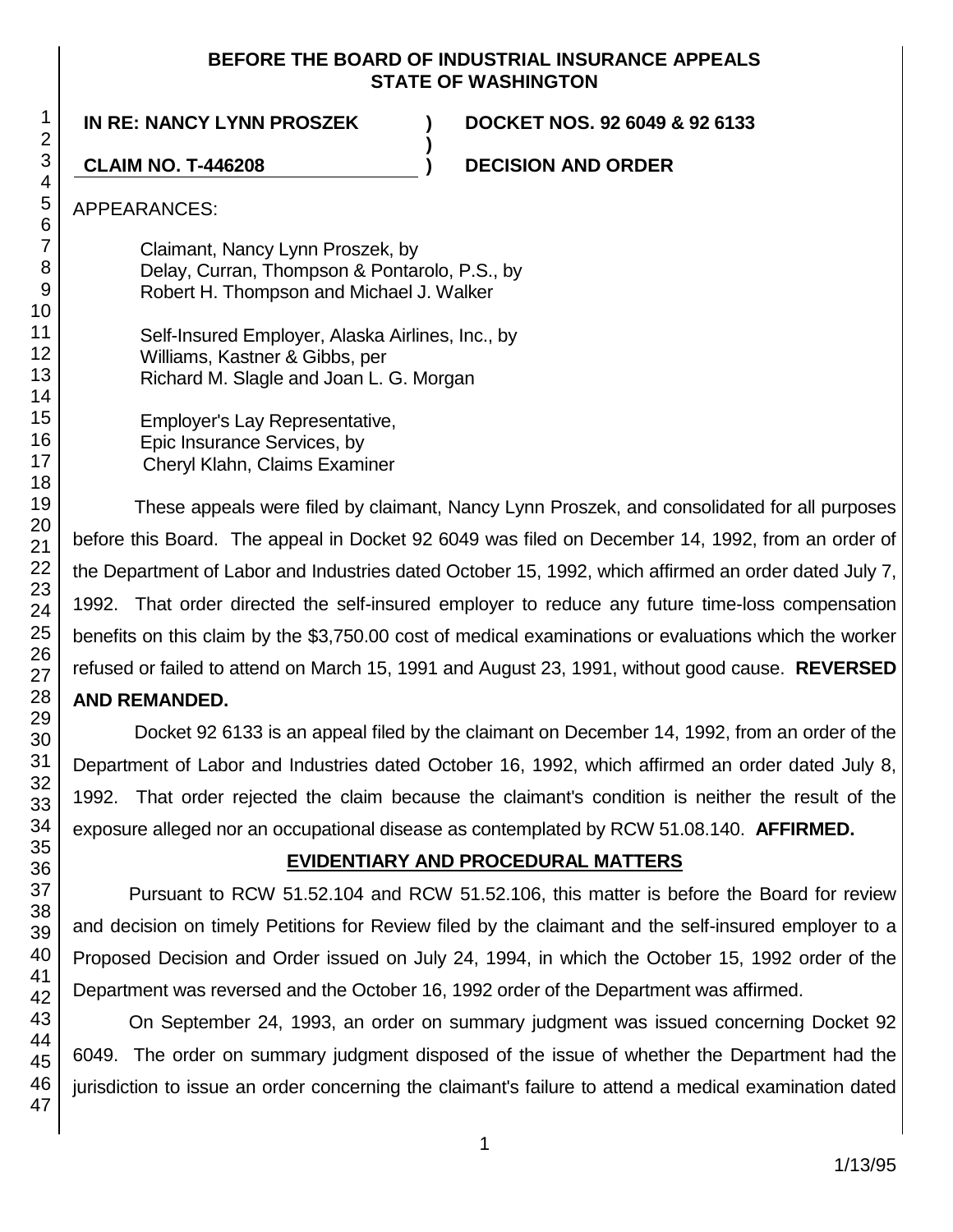**BEFORE THE BOARD OF INDUSTRIAL INSURANCE APPEALS**
**STATE OF WASHINGTON**

**IN RE: NANCY LYNN PROSZEK** ) **DOCKET NOS. 92 6049 & 92 6133**
)
**CLAIM NO. T-446208** ) **DECISION AND ORDER**

APPEARANCES:

Claimant, Nancy Lynn Proszek, by
Delay, Curran, Thompson & Pontarolo, P.S., by
Robert H. Thompson and Michael J. Walker

Self-Insured Employer, Alaska Airlines, Inc., by
Williams, Kastner & Gibbs, per
Richard M. Slagle and Joan L. G. Morgan

Employer's Lay Representative,
Epic Insurance Services, by
Cheryl Klahn, Claims Examiner

These appeals were filed by claimant, Nancy Lynn Proszek, and consolidated for all purposes before this Board. The appeal in Docket 92 6049 was filed on December 14, 1992, from an order of the Department of Labor and Industries dated October 15, 1992, which affirmed an order dated July 7, 1992. That order directed the self-insured employer to reduce any future time-loss compensation benefits on this claim by the $3,750.00 cost of medical examinations or evaluations which the worker refused or failed to attend on March 15, 1991 and August 23, 1991, without good cause. **REVERSED AND REMANDED.**

Docket 92 6133 is an appeal filed by the claimant on December 14, 1992, from an order of the Department of Labor and Industries dated October 16, 1992, which affirmed an order dated July 8, 1992. That order rejected the claim because the claimant's condition is neither the result of the exposure alleged nor an occupational disease as contemplated by RCW 51.08.140. **AFFIRMED.**

## EVIDENTIARY AND PROCEDURAL MATTERS

Pursuant to RCW 51.52.104 and RCW 51.52.106, this matter is before the Board for review and decision on timely Petitions for Review filed by the claimant and the self-insured employer to a Proposed Decision and Order issued on July 24, 1994, in which the October 15, 1992 order of the Department was reversed and the October 16, 1992 order of the Department was affirmed.

On September 24, 1993, an order on summary judgment was issued concerning Docket 92 6049. The order on summary judgment disposed of the issue of whether the Department had the jurisdiction to issue an order concerning the claimant's failure to attend a medical examination dated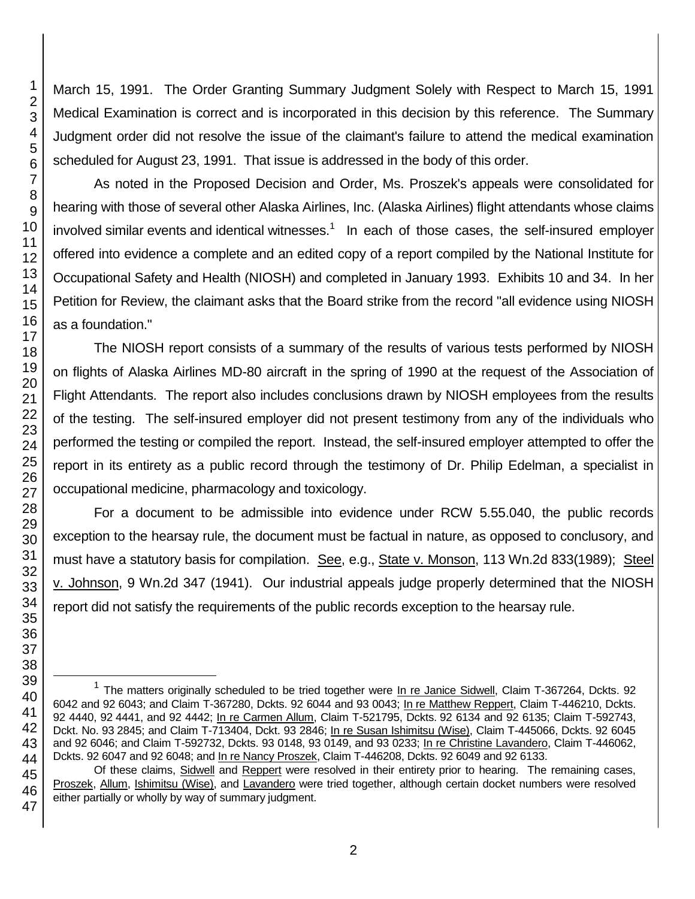March 15, 1991. The Order Granting Summary Judgment Solely with Respect to March 15, 1991 Medical Examination is correct and is incorporated in this decision by this reference. The Summary Judgment order did not resolve the issue of the claimant's failure to attend the medical examination scheduled for August 23, 1991. That issue is addressed in the body of this order.

As noted in the Proposed Decision and Order, Ms. Proszek's appeals were consolidated for hearing with those of several other Alaska Airlines, Inc. (Alaska Airlines) flight attendants whose claims involved similar events and identical witnesses.[1] In each of those cases, the self-insured employer offered into evidence a complete and an edited copy of a report compiled by the National Institute for Occupational Safety and Health (NIOSH) and completed in January 1993. Exhibits 10 and 34. In her Petition for Review, the claimant asks that the Board strike from the record "all evidence using NIOSH as a foundation."

The NIOSH report consists of a summary of the results of various tests performed by NIOSH on flights of Alaska Airlines MD-80 aircraft in the spring of 1990 at the request of the Association of Flight Attendants. The report also includes conclusions drawn by NIOSH employees from the results of the testing. The self-insured employer did not present testimony from any of the individuals who performed the testing or compiled the report. Instead, the self-insured employer attempted to offer the report in its entirety as a public record through the testimony of Dr. Philip Edelman, a specialist in occupational medicine, pharmacology and toxicology.

For a document to be admissible into evidence under RCW 5.55.040, the public records exception to the hearsay rule, the document must be factual in nature, as opposed to conclusory, and must have a statutory basis for compilation. See, e.g., State v. Monson, 113 Wn.2d 833(1989); Steel v. Johnson, 9 Wn.2d 347 (1941). Our industrial appeals judge properly determined that the NIOSH report did not satisfy the requirements of the public records exception to the hearsay rule.

---

[1] The matters originally scheduled to be tried together were In re Janice Sidwell, Claim T-367264, Dckts. 92 6042 and 92 6043; and Claim T-367280, Dckts. 92 6044 and 93 0043; In re Matthew Reppert, Claim T-446210, Dckts. 92 4440, 92 4441, and 92 4442; In re Carmen Allum, Claim T-521795, Dckts. 92 6134 and 92 6135; Claim T-592743, Dckt. No. 93 2845; and Claim T-713404, Dckt. 93 2846; In re Susan Ishimitsu (Wise), Claim T-445066, Dckts. 92 6045 and 92 6046; and Claim T-592732, Dckts. 93 0148, 93 0149, and 93 0233; In re Christine Lavandero, Claim T-446062, Dckts. 92 6047 and 92 6048; and In re Nancy Proszek, Claim T-446208, Dckts. 92 6049 and 92 6133.

Of these claims, Sidwell and Reppert were resolved in their entirety prior to hearing. The remaining cases, Proszek, Allum, Ishimitsu (Wise), and Lavandero were tried together, although certain docket numbers were resolved either partially or wholly by way of summary judgment.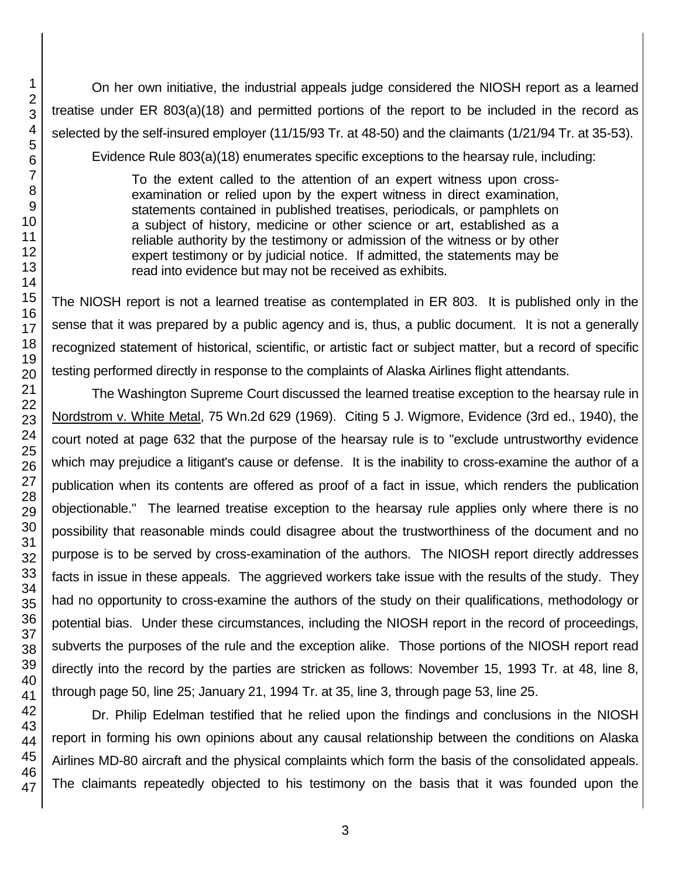On her own initiative, the industrial appeals judge considered the NIOSH report as a learned treatise under ER 803(a)(18) and permitted portions of the report to be included in the record as selected by the self-insured employer (11/15/93 Tr. at 48-50) and the claimants (1/21/94 Tr. at 35-53).

Evidence Rule 803(a)(18) enumerates specific exceptions to the hearsay rule, including:

> To the extent called to the attention of an expert witness upon cross-examination or relied upon by the expert witness in direct examination, statements contained in published treatises, periodicals, or pamphlets on a subject of history, medicine or other science or art, established as a reliable authority by the testimony or admission of the witness or by other expert testimony or by judicial notice. If admitted, the statements may be read into evidence but may not be received as exhibits.

The NIOSH report is not a learned treatise as contemplated in ER 803. It is published only in the sense that it was prepared by a public agency and is, thus, a public document. It is not a generally recognized statement of historical, scientific, or artistic fact or subject matter, but a record of specific testing performed directly in response to the complaints of Alaska Airlines flight attendants.

The Washington Supreme Court discussed the learned treatise exception to the hearsay rule in Nordstrom v. White Metal, 75 Wn.2d 629 (1969). Citing 5 J. Wigmore, Evidence (3rd ed., 1940), the court noted at page 632 that the purpose of the hearsay rule is to "exclude untrustworthy evidence which may prejudice a litigant's cause or defense. It is the inability to cross-examine the author of a publication when its contents are offered as proof of a fact in issue, which renders the publication objectionable." The learned treatise exception to the hearsay rule applies only where there is no possibility that reasonable minds could disagree about the trustworthiness of the document and no purpose is to be served by cross-examination of the authors. The NIOSH report directly addresses facts in issue in these appeals. The aggrieved workers take issue with the results of the study. They had no opportunity to cross-examine the authors of the study on their qualifications, methodology or potential bias. Under these circumstances, including the NIOSH report in the record of proceedings, subverts the purposes of the rule and the exception alike. Those portions of the NIOSH report read directly into the record by the parties are stricken as follows: November 15, 1993 Tr. at 48, line 8, through page 50, line 25; January 21, 1994 Tr. at 35, line 3, through page 53, line 25.

Dr. Philip Edelman testified that he relied upon the findings and conclusions in the NIOSH report in forming his own opinions about any causal relationship between the conditions on Alaska Airlines MD-80 aircraft and the physical complaints which form the basis of the consolidated appeals. The claimants repeatedly objected to his testimony on the basis that it was founded upon the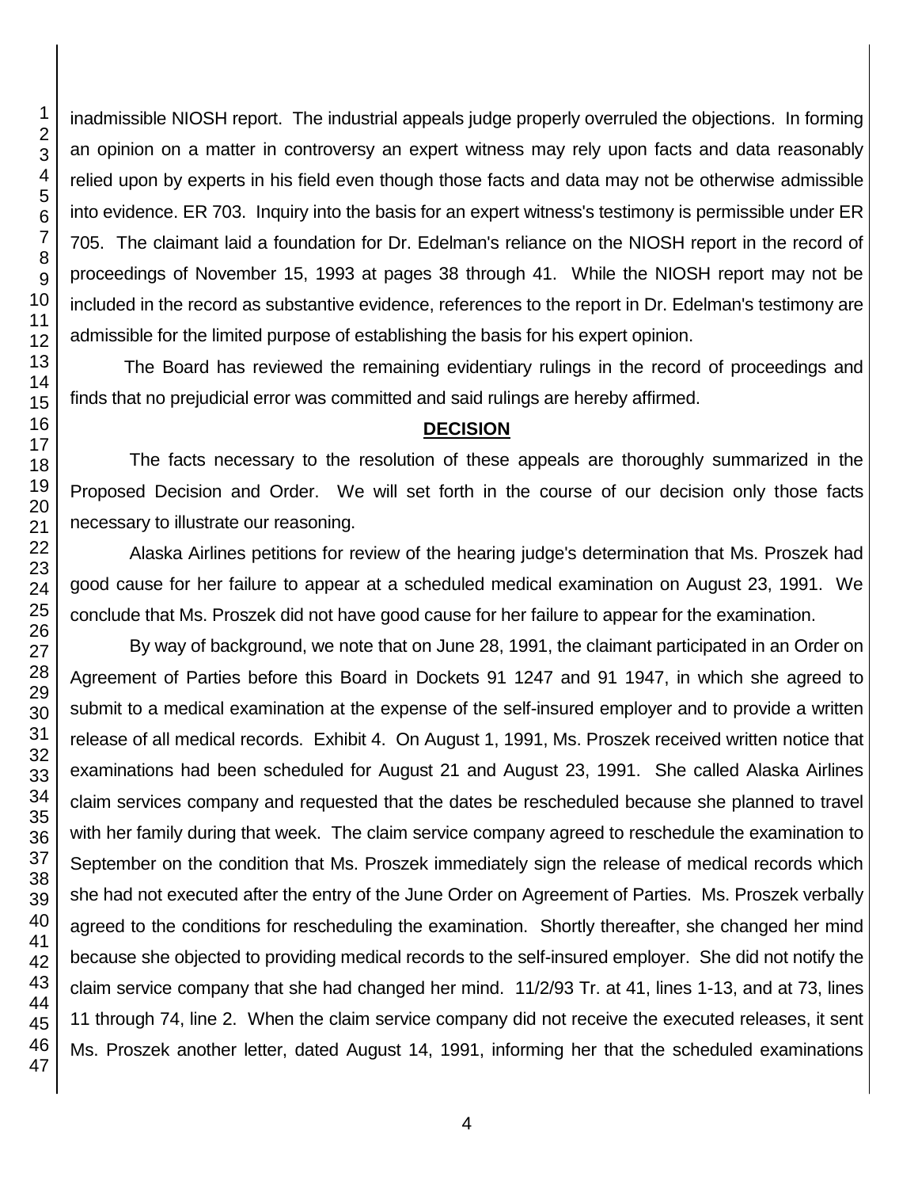inadmissible NIOSH report. The industrial appeals judge properly overruled the objections. In forming an opinion on a matter in controversy an expert witness may rely upon facts and data reasonably relied upon by experts in his field even though those facts and data may not be otherwise admissible into evidence. ER 703. Inquiry into the basis for an expert witness's testimony is permissible under ER 705. The claimant laid a foundation for Dr. Edelman's reliance on the NIOSH report in the record of proceedings of November 15, 1993 at pages 38 through 41. While the NIOSH report may not be included in the record as substantive evidence, references to the report in Dr. Edelman's testimony are admissible for the limited purpose of establishing the basis for his expert opinion.

The Board has reviewed the remaining evidentiary rulings in the record of proceedings and finds that no prejudicial error was committed and said rulings are hereby affirmed.

## DECISION

The facts necessary to the resolution of these appeals are thoroughly summarized in the Proposed Decision and Order. We will set forth in the course of our decision only those facts necessary to illustrate our reasoning.

Alaska Airlines petitions for review of the hearing judge's determination that Ms. Proszek had good cause for her failure to appear at a scheduled medical examination on August 23, 1991. We conclude that Ms. Proszek did not have good cause for her failure to appear for the examination.

By way of background, we note that on June 28, 1991, the claimant participated in an Order on Agreement of Parties before this Board in Dockets 91 1247 and 91 1947, in which she agreed to submit to a medical examination at the expense of the self-insured employer and to provide a written release of all medical records. Exhibit 4. On August 1, 1991, Ms. Proszek received written notice that examinations had been scheduled for August 21 and August 23, 1991. She called Alaska Airlines claim services company and requested that the dates be rescheduled because she planned to travel with her family during that week. The claim service company agreed to reschedule the examination to September on the condition that Ms. Proszek immediately sign the release of medical records which she had not executed after the entry of the June Order on Agreement of Parties. Ms. Proszek verbally agreed to the conditions for rescheduling the examination. Shortly thereafter, she changed her mind because she objected to providing medical records to the self-insured employer. She did not notify the claim service company that she had changed her mind. 11/2/93 Tr. at 41, lines 1-13, and at 73, lines 11 through 74, line 2. When the claim service company did not receive the executed releases, it sent Ms. Proszek another letter, dated August 14, 1991, informing her that the scheduled examinations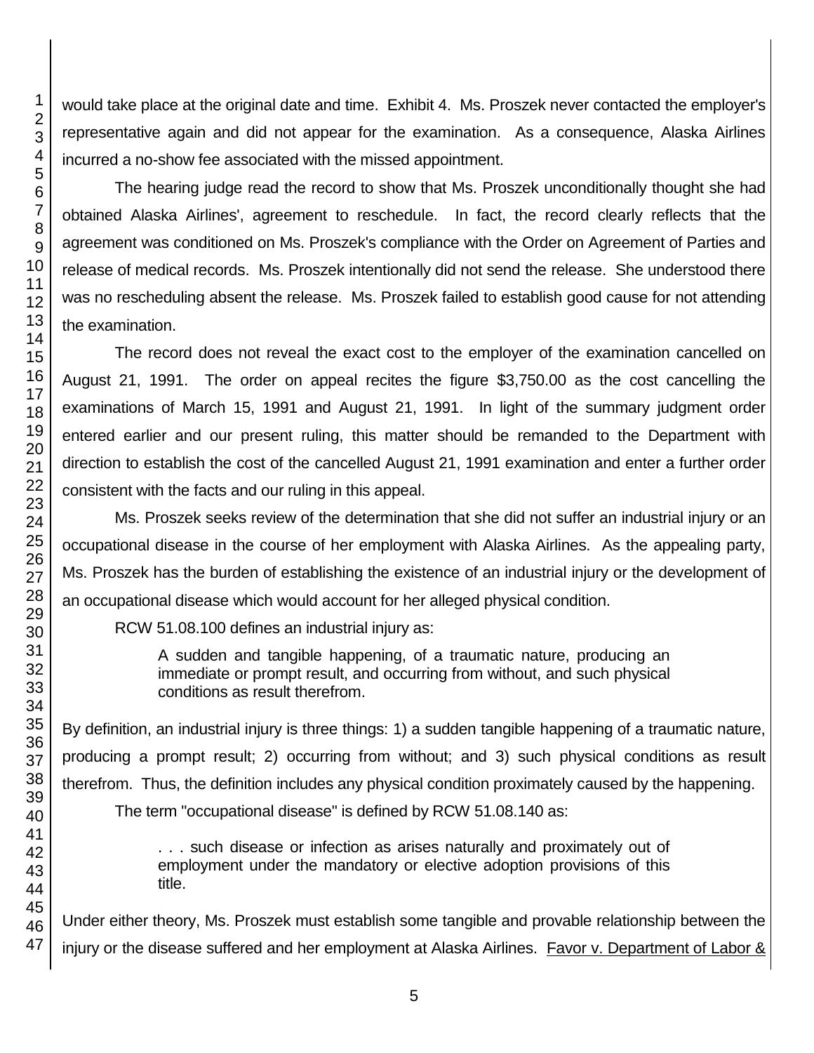would take place at the original date and time. Exhibit 4. Ms. Proszek never contacted the employer's representative again and did not appear for the examination. As a consequence, Alaska Airlines incurred a no-show fee associated with the missed appointment.

The hearing judge read the record to show that Ms. Proszek unconditionally thought she had obtained Alaska Airlines', agreement to reschedule. In fact, the record clearly reflects that the agreement was conditioned on Ms. Proszek's compliance with the Order on Agreement of Parties and release of medical records. Ms. Proszek intentionally did not send the release. She understood there was no rescheduling absent the release. Ms. Proszek failed to establish good cause for not attending the examination.

The record does not reveal the exact cost to the employer of the examination cancelled on August 21, 1991. The order on appeal recites the figure $3,750.00 as the cost cancelling the examinations of March 15, 1991 and August 21, 1991. In light of the summary judgment order entered earlier and our present ruling, this matter should be remanded to the Department with direction to establish the cost of the cancelled August 21, 1991 examination and enter a further order consistent with the facts and our ruling in this appeal.

Ms. Proszek seeks review of the determination that she did not suffer an industrial injury or an occupational disease in the course of her employment with Alaska Airlines. As the appealing party, Ms. Proszek has the burden of establishing the existence of an industrial injury or the development of an occupational disease which would account for her alleged physical condition.

RCW 51.08.100 defines an industrial injury as:

> A sudden and tangible happening, of a traumatic nature, producing an immediate or prompt result, and occurring from without, and such physical conditions as result therefrom.

By definition, an industrial injury is three things: 1) a sudden tangible happening of a traumatic nature, producing a prompt result; 2) occurring from without; and 3) such physical conditions as result therefrom. Thus, the definition includes any physical condition proximately caused by the happening.

The term "occupational disease" is defined by RCW 51.08.140 as:

> . . . such disease or infection as arises naturally and proximately out of employment under the mandatory or elective adoption provisions of this title.

Under either theory, Ms. Proszek must establish some tangible and provable relationship between the injury or the disease suffered and her employment at Alaska Airlines. Favor v. Department of Labor &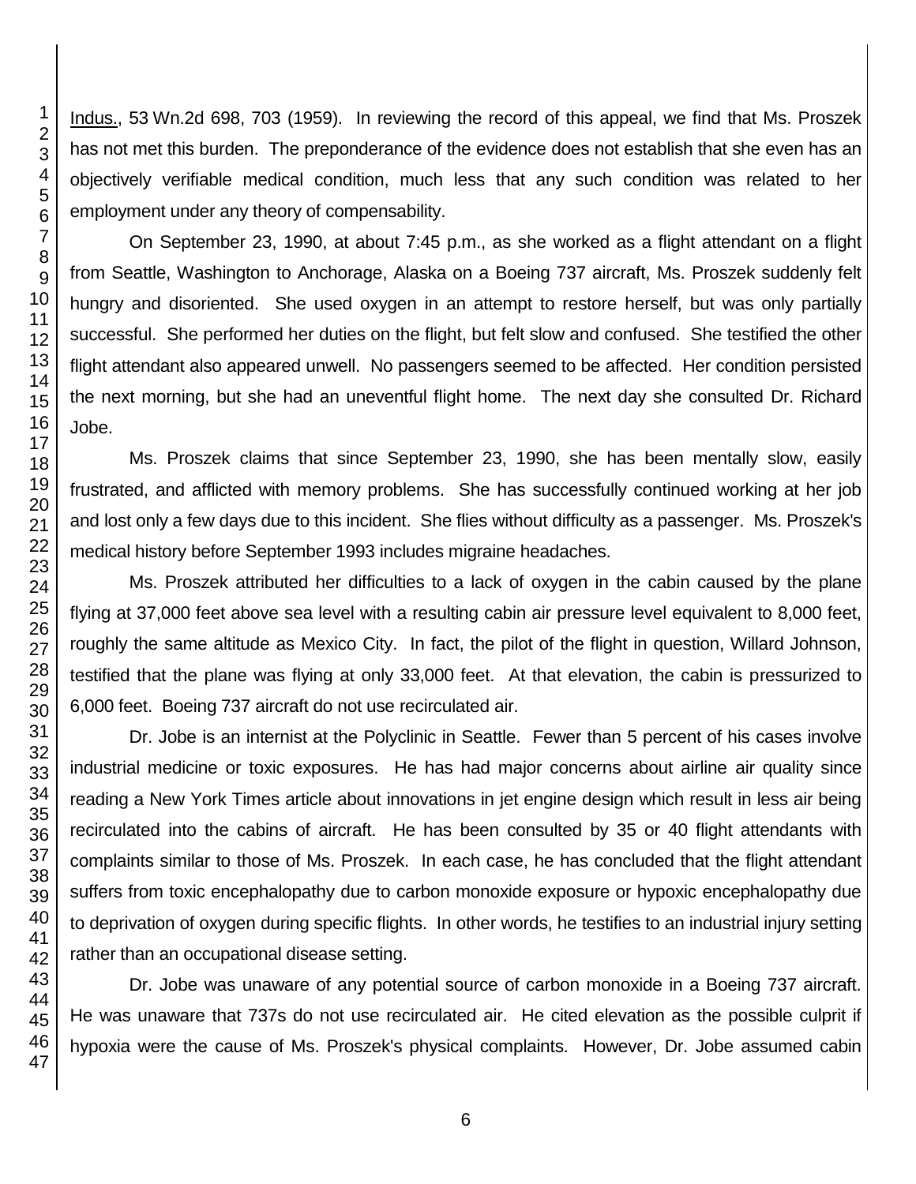Indus., 53 Wn.2d 698, 703 (1959). In reviewing the record of this appeal, we find that Ms. Proszek has not met this burden. The preponderance of the evidence does not establish that she even has an objectively verifiable medical condition, much less that any such condition was related to her employment under any theory of compensability.

On September 23, 1990, at about 7:45 p.m., as she worked as a flight attendant on a flight from Seattle, Washington to Anchorage, Alaska on a Boeing 737 aircraft, Ms. Proszek suddenly felt hungry and disoriented. She used oxygen in an attempt to restore herself, but was only partially successful. She performed her duties on the flight, but felt slow and confused. She testified the other flight attendant also appeared unwell. No passengers seemed to be affected. Her condition persisted the next morning, but she had an uneventful flight home. The next day she consulted Dr. Richard Jobe.

Ms. Proszek claims that since September 23, 1990, she has been mentally slow, easily frustrated, and afflicted with memory problems. She has successfully continued working at her job and lost only a few days due to this incident. She flies without difficulty as a passenger. Ms. Proszek's medical history before September 1993 includes migraine headaches.

Ms. Proszek attributed her difficulties to a lack of oxygen in the cabin caused by the plane flying at 37,000 feet above sea level with a resulting cabin air pressure level equivalent to 8,000 feet, roughly the same altitude as Mexico City. In fact, the pilot of the flight in question, Willard Johnson, testified that the plane was flying at only 33,000 feet. At that elevation, the cabin is pressurized to 6,000 feet. Boeing 737 aircraft do not use recirculated air.

Dr. Jobe is an internist at the Polyclinic in Seattle. Fewer than 5 percent of his cases involve industrial medicine or toxic exposures. He has had major concerns about airline air quality since reading a New York Times article about innovations in jet engine design which result in less air being recirculated into the cabins of aircraft. He has been consulted by 35 or 40 flight attendants with complaints similar to those of Ms. Proszek. In each case, he has concluded that the flight attendant suffers from toxic encephalopathy due to carbon monoxide exposure or hypoxic encephalopathy due to deprivation of oxygen during specific flights. In other words, he testifies to an industrial injury setting rather than an occupational disease setting.

Dr. Jobe was unaware of any potential source of carbon monoxide in a Boeing 737 aircraft. He was unaware that 737s do not use recirculated air. He cited elevation as the possible culprit if hypoxia were the cause of Ms. Proszek's physical complaints. However, Dr. Jobe assumed cabin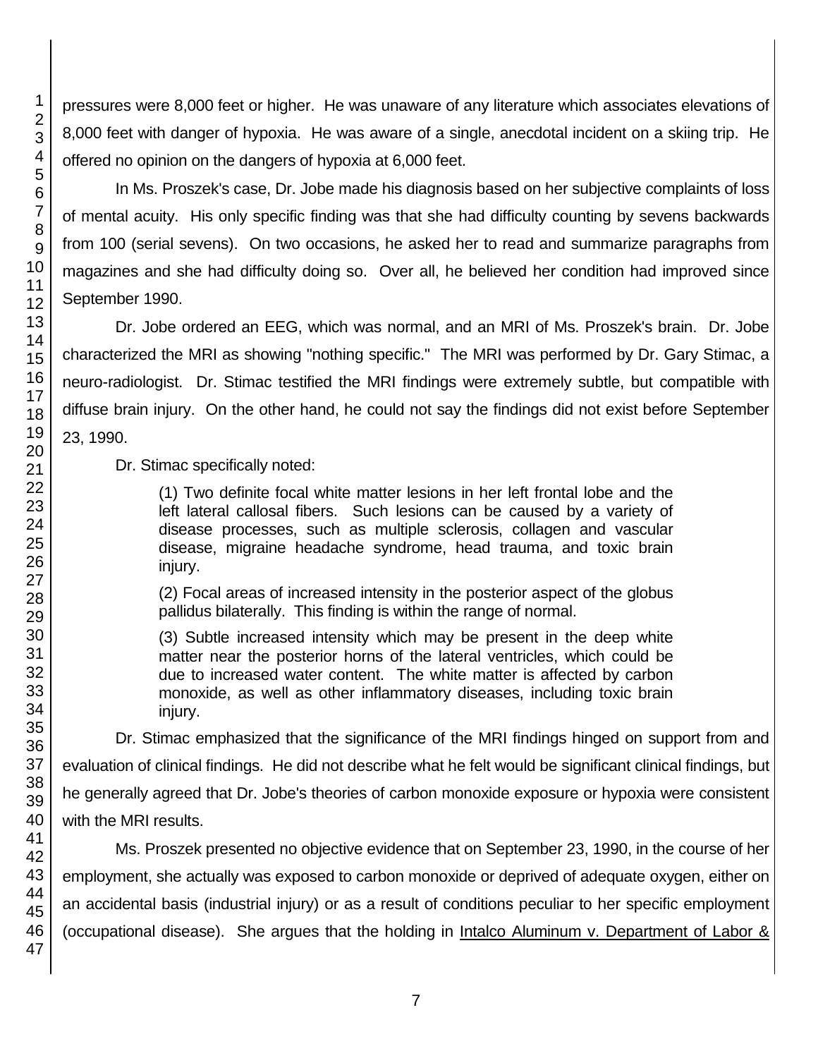pressures were 8,000 feet or higher. He was unaware of any literature which associates elevations of 8,000 feet with danger of hypoxia. He was aware of a single, anecdotal incident on a skiing trip. He offered no opinion on the dangers of hypoxia at 6,000 feet.

In Ms. Proszek's case, Dr. Jobe made his diagnosis based on her subjective complaints of loss of mental acuity. His only specific finding was that she had difficulty counting by sevens backwards from 100 (serial sevens). On two occasions, he asked her to read and summarize paragraphs from magazines and she had difficulty doing so. Over all, he believed her condition had improved since September 1990.

Dr. Jobe ordered an EEG, which was normal, and an MRI of Ms. Proszek's brain. Dr. Jobe characterized the MRI as showing "nothing specific." The MRI was performed by Dr. Gary Stimac, a neuro-radiologist. Dr. Stimac testified the MRI findings were extremely subtle, but compatible with diffuse brain injury. On the other hand, he could not say the findings did not exist before September 23, 1990.

Dr. Stimac specifically noted:

> (1) Two definite focal white matter lesions in her left frontal lobe and the left lateral callosal fibers. Such lesions can be caused by a variety of disease processes, such as multiple sclerosis, collagen and vascular disease, migraine headache syndrome, head trauma, and toxic brain injury.
>
> (2) Focal areas of increased intensity in the posterior aspect of the globus pallidus bilaterally. This finding is within the range of normal.
>
> (3) Subtle increased intensity which may be present in the deep white matter near the posterior horns of the lateral ventricles, which could be due to increased water content. The white matter is affected by carbon monoxide, as well as other inflammatory diseases, including toxic brain injury.

Dr. Stimac emphasized that the significance of the MRI findings hinged on support from and evaluation of clinical findings. He did not describe what he felt would be significant clinical findings, but he generally agreed that Dr. Jobe's theories of carbon monoxide exposure or hypoxia were consistent with the MRI results.

Ms. Proszek presented no objective evidence that on September 23, 1990, in the course of her employment, she actually was exposed to carbon monoxide or deprived of adequate oxygen, either on an accidental basis (industrial injury) or as a result of conditions peculiar to her specific employment (occupational disease). She argues that the holding in Intalco Aluminum v. Department of Labor &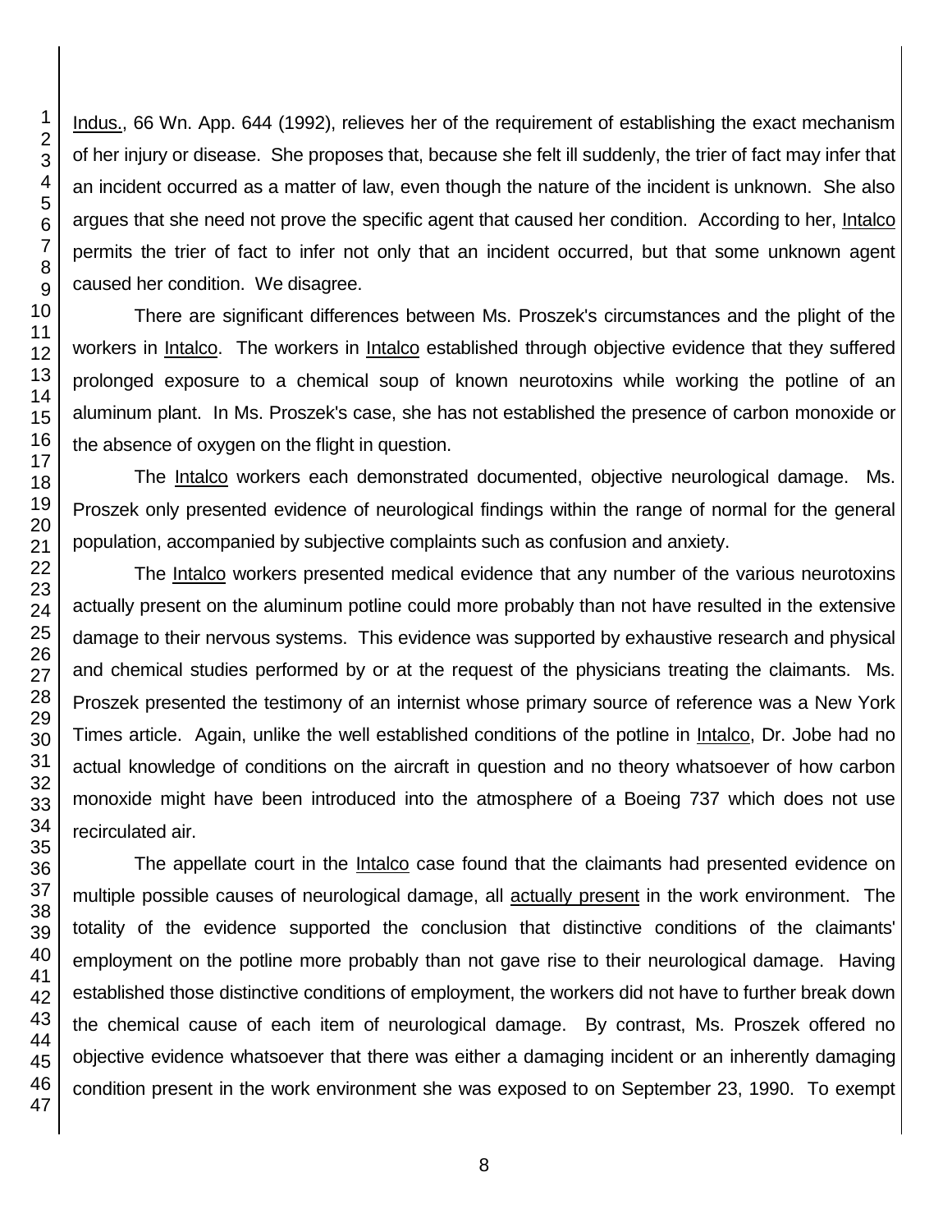Indus., 66 Wn. App. 644 (1992), relieves her of the requirement of establishing the exact mechanism of her injury or disease. She proposes that, because she felt ill suddenly, the trier of fact may infer that an incident occurred as a matter of law, even though the nature of the incident is unknown. She also argues that she need not prove the specific agent that caused her condition. According to her, Intalco permits the trier of fact to infer not only that an incident occurred, but that some unknown agent caused her condition. We disagree.

There are significant differences between Ms. Proszek's circumstances and the plight of the workers in Intalco. The workers in Intalco established through objective evidence that they suffered prolonged exposure to a chemical soup of known neurotoxins while working the potline of an aluminum plant. In Ms. Proszek's case, she has not established the presence of carbon monoxide or the absence of oxygen on the flight in question.

The Intalco workers each demonstrated documented, objective neurological damage. Ms. Proszek only presented evidence of neurological findings within the range of normal for the general population, accompanied by subjective complaints such as confusion and anxiety.

The Intalco workers presented medical evidence that any number of the various neurotoxins actually present on the aluminum potline could more probably than not have resulted in the extensive damage to their nervous systems. This evidence was supported by exhaustive research and physical and chemical studies performed by or at the request of the physicians treating the claimants. Ms. Proszek presented the testimony of an internist whose primary source of reference was a New York Times article. Again, unlike the well established conditions of the potline in Intalco, Dr. Jobe had no actual knowledge of conditions on the aircraft in question and no theory whatsoever of how carbon monoxide might have been introduced into the atmosphere of a Boeing 737 which does not use recirculated air.

The appellate court in the Intalco case found that the claimants had presented evidence on multiple possible causes of neurological damage, all actually present in the work environment. The totality of the evidence supported the conclusion that distinctive conditions of the claimants' employment on the potline more probably than not gave rise to their neurological damage. Having established those distinctive conditions of employment, the workers did not have to further break down the chemical cause of each item of neurological damage. By contrast, Ms. Proszek offered no objective evidence whatsoever that there was either a damaging incident or an inherently damaging condition present in the work environment she was exposed to on September 23, 1990. To exempt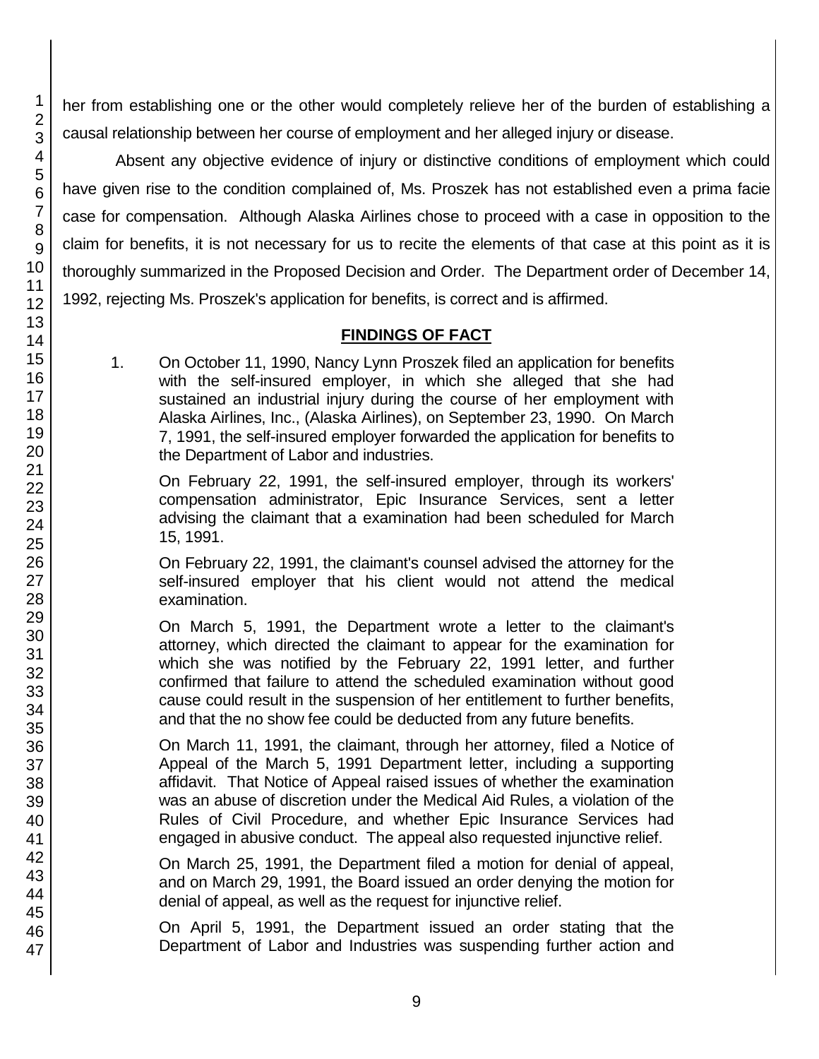her from establishing one or the other would completely relieve her of the burden of establishing a causal relationship between her course of employment and her alleged injury or disease.

Absent any objective evidence of injury or distinctive conditions of employment which could have given rise to the condition complained of, Ms. Proszek has not established even a prima facie case for compensation. Although Alaska Airlines chose to proceed with a case in opposition to the claim for benefits, it is not necessary for us to recite the elements of that case at this point as it is thoroughly summarized in the Proposed Decision and Order. The Department order of December 14, 1992, rejecting Ms. Proszek's application for benefits, is correct and is affirmed.

## FINDINGS OF FACT

1. On October 11, 1990, Nancy Lynn Proszek filed an application for benefits with the self-insured employer, in which she alleged that she had sustained an industrial injury during the course of her employment with Alaska Airlines, Inc., (Alaska Airlines), on September 23, 1990. On March 7, 1991, the self-insured employer forwarded the application for benefits to the Department of Labor and industries.

   On February 22, 1991, the self-insured employer, through its workers' compensation administrator, Epic Insurance Services, sent a letter advising the claimant that a examination had been scheduled for March 15, 1991.

   On February 22, 1991, the claimant's counsel advised the attorney for the self-insured employer that his client would not attend the medical examination.

   On March 5, 1991, the Department wrote a letter to the claimant's attorney, which directed the claimant to appear for the examination for which she was notified by the February 22, 1991 letter, and further confirmed that failure to attend the scheduled examination without good cause could result in the suspension of her entitlement to further benefits, and that the no show fee could be deducted from any future benefits.

   On March 11, 1991, the claimant, through her attorney, filed a Notice of Appeal of the March 5, 1991 Department letter, including a supporting affidavit. That Notice of Appeal raised issues of whether the examination was an abuse of discretion under the Medical Aid Rules, a violation of the Rules of Civil Procedure, and whether Epic Insurance Services had engaged in abusive conduct. The appeal also requested injunctive relief.

   On March 25, 1991, the Department filed a motion for denial of appeal, and on March 29, 1991, the Board issued an order denying the motion for denial of appeal, as well as the request for injunctive relief.

   On April 5, 1991, the Department issued an order stating that the Department of Labor and Industries was suspending further action and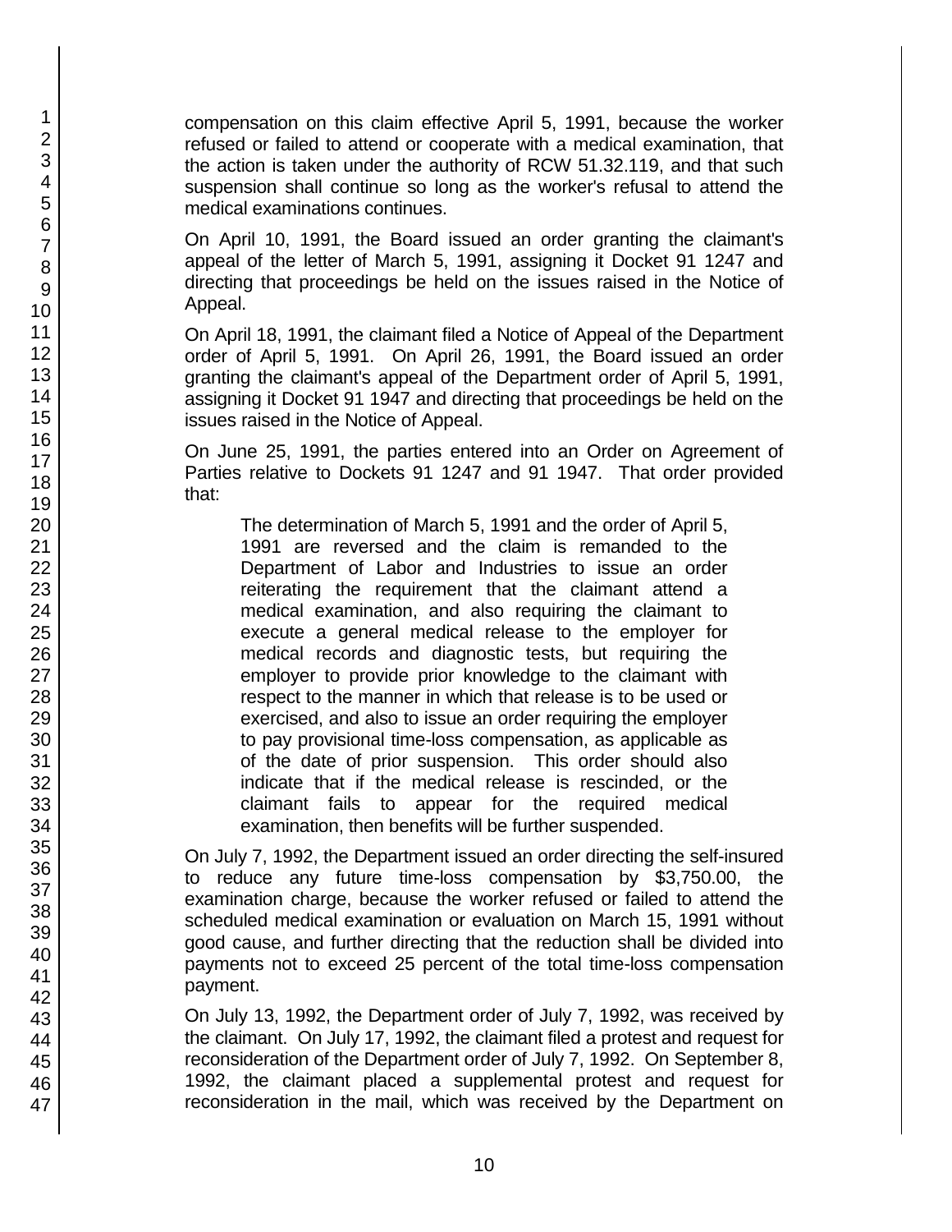compensation on this claim effective April 5, 1991, because the worker refused or failed to attend or cooperate with a medical examination, that the action is taken under the authority of RCW 51.32.119, and that such suspension shall continue so long as the worker's refusal to attend the medical examinations continues.

On April 10, 1991, the Board issued an order granting the claimant's appeal of the letter of March 5, 1991, assigning it Docket 91 1247 and directing that proceedings be held on the issues raised in the Notice of Appeal.

On April 18, 1991, the claimant filed a Notice of Appeal of the Department order of April 5, 1991. On April 26, 1991, the Board issued an order granting the claimant's appeal of the Department order of April 5, 1991, assigning it Docket 91 1947 and directing that proceedings be held on the issues raised in the Notice of Appeal.

On June 25, 1991, the parties entered into an Order on Agreement of Parties relative to Dockets 91 1247 and 91 1947. That order provided that:

> The determination of March 5, 1991 and the order of April 5, 1991 are reversed and the claim is remanded to the Department of Labor and Industries to issue an order reiterating the requirement that the claimant attend a medical examination, and also requiring the claimant to execute a general medical release to the employer for medical records and diagnostic tests, but requiring the employer to provide prior knowledge to the claimant with respect to the manner in which that release is to be used or exercised, and also to issue an order requiring the employer to pay provisional time-loss compensation, as applicable as of the date of prior suspension. This order should also indicate that if the medical release is rescinded, or the claimant fails to appear for the required medical examination, then benefits will be further suspended.

On July 7, 1992, the Department issued an order directing the self-insured to reduce any future time-loss compensation by $3,750.00, the examination charge, because the worker refused or failed to attend the scheduled medical examination or evaluation on March 15, 1991 without good cause, and further directing that the reduction shall be divided into payments not to exceed 25 percent of the total time-loss compensation payment.

On July 13, 1992, the Department order of July 7, 1992, was received by the claimant. On July 17, 1992, the claimant filed a protest and request for reconsideration of the Department order of July 7, 1992. On September 8, 1992, the claimant placed a supplemental protest and request for reconsideration in the mail, which was received by the Department on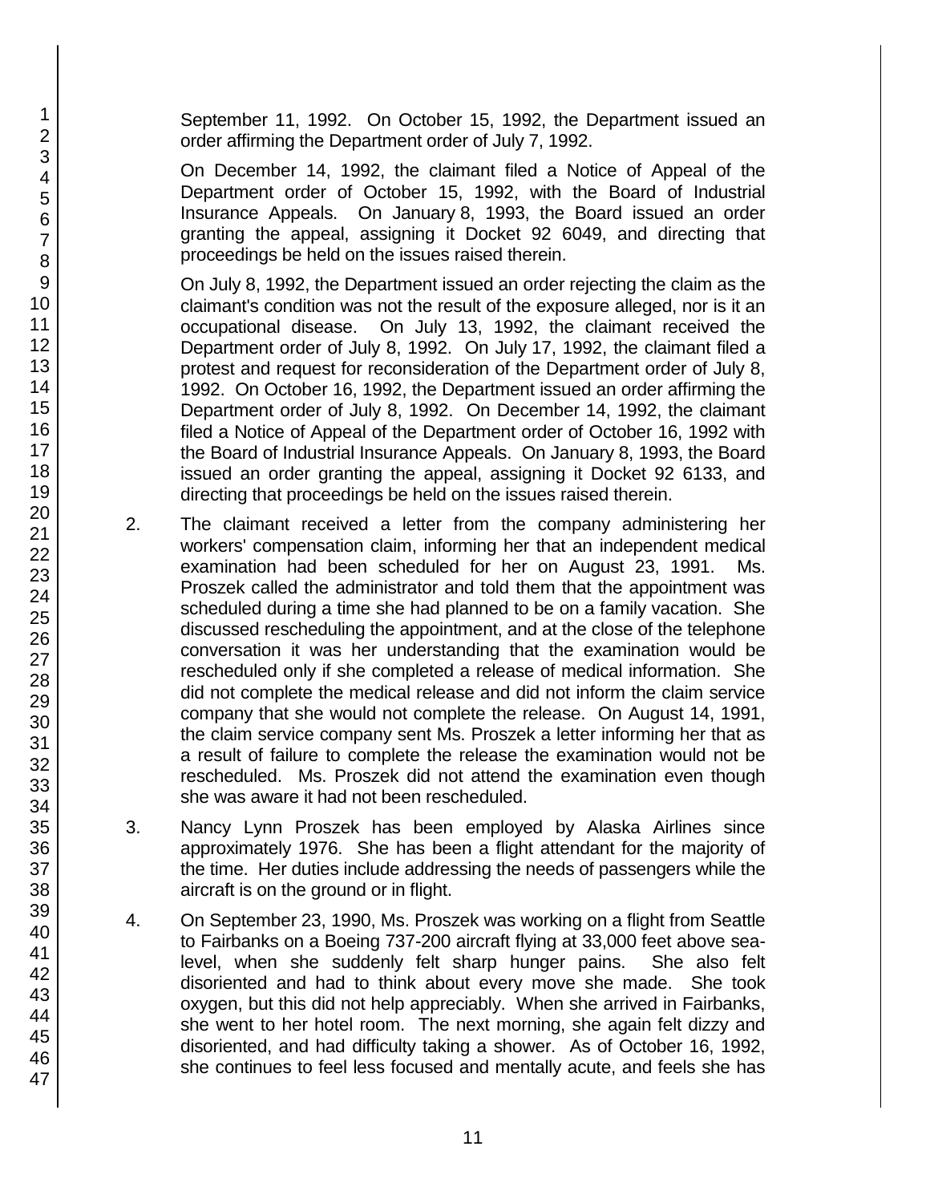September 11, 1992. On October 15, 1992, the Department issued an order affirming the Department order of July 7, 1992.

On December 14, 1992, the claimant filed a Notice of Appeal of the Department order of October 15, 1992, with the Board of Industrial Insurance Appeals. On January 8, 1993, the Board issued an order granting the appeal, assigning it Docket 92 6049, and directing that proceedings be held on the issues raised therein.

On July 8, 1992, the Department issued an order rejecting the claim as the claimant's condition was not the result of the exposure alleged, nor is it an occupational disease. On July 13, 1992, the claimant received the Department order of July 8, 1992. On July 17, 1992, the claimant filed a protest and request for reconsideration of the Department order of July 8, 1992. On October 16, 1992, the Department issued an order affirming the Department order of July 8, 1992. On December 14, 1992, the claimant filed a Notice of Appeal of the Department order of October 16, 1992 with the Board of Industrial Insurance Appeals. On January 8, 1993, the Board issued an order granting the appeal, assigning it Docket 92 6133, and directing that proceedings be held on the issues raised therein.

2. The claimant received a letter from the company administering her workers' compensation claim, informing her that an independent medical examination had been scheduled for her on August 23, 1991. Ms. Proszek called the administrator and told them that the appointment was scheduled during a time she had planned to be on a family vacation. She discussed rescheduling the appointment, and at the close of the telephone conversation it was her understanding that the examination would be rescheduled only if she completed a release of medical information. She did not complete the medical release and did not inform the claim service company that she would not complete the release. On August 14, 1991, the claim service company sent Ms. Proszek a letter informing her that as a result of failure to complete the release the examination would not be rescheduled. Ms. Proszek did not attend the examination even though she was aware it had not been rescheduled.

3. Nancy Lynn Proszek has been employed by Alaska Airlines since approximately 1976. She has been a flight attendant for the majority of the time. Her duties include addressing the needs of passengers while the aircraft is on the ground or in flight.

4. On September 23, 1990, Ms. Proszek was working on a flight from Seattle to Fairbanks on a Boeing 737-200 aircraft flying at 33,000 feet above sea-level, when she suddenly felt sharp hunger pains. She also felt disoriented and had to think about every move she made. She took oxygen, but this did not help appreciably. When she arrived in Fairbanks, she went to her hotel room. The next morning, she again felt dizzy and disoriented, and had difficulty taking a shower. As of October 16, 1992, she continues to feel less focused and mentally acute, and feels she has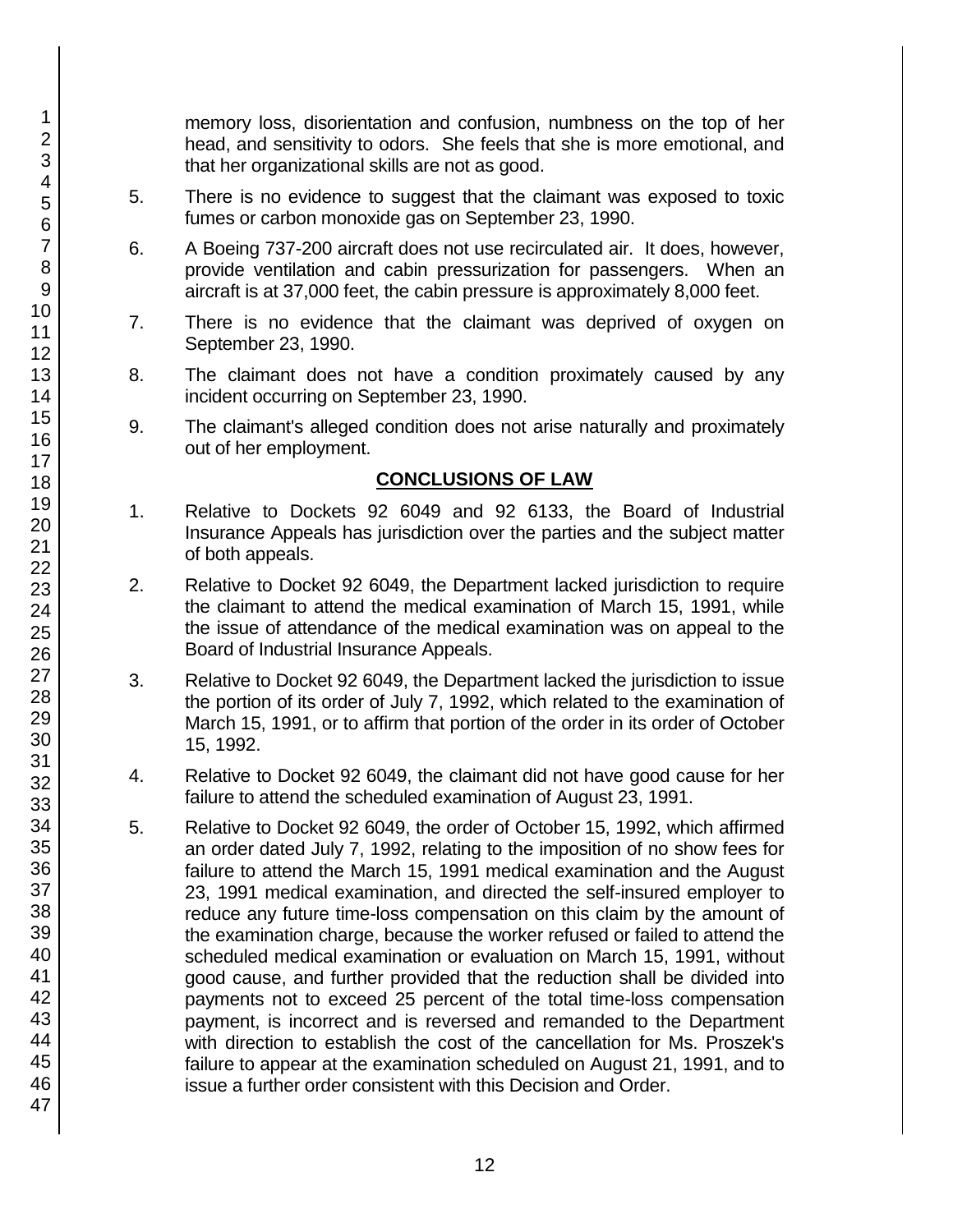memory loss, disorientation and confusion, numbness on the top of her head, and sensitivity to odors. She feels that she is more emotional, and that her organizational skills are not as good.

5. There is no evidence to suggest that the claimant was exposed to toxic fumes or carbon monoxide gas on September 23, 1990.

6. A Boeing 737-200 aircraft does not use recirculated air. It does, however, provide ventilation and cabin pressurization for passengers. When an aircraft is at 37,000 feet, the cabin pressure is approximately 8,000 feet.

7. There is no evidence that the claimant was deprived of oxygen on September 23, 1990.

8. The claimant does not have a condition proximately caused by any incident occurring on September 23, 1990.

9. The claimant's alleged condition does not arise naturally and proximately out of her employment.

## CONCLUSIONS OF LAW

1. Relative to Dockets 92 6049 and 92 6133, the Board of Industrial Insurance Appeals has jurisdiction over the parties and the subject matter of both appeals.

2. Relative to Docket 92 6049, the Department lacked jurisdiction to require the claimant to attend the medical examination of March 15, 1991, while the issue of attendance of the medical examination was on appeal to the Board of Industrial Insurance Appeals.

3. Relative to Docket 92 6049, the Department lacked the jurisdiction to issue the portion of its order of July 7, 1992, which related to the examination of March 15, 1991, or to affirm that portion of the order in its order of October 15, 1992.

4. Relative to Docket 92 6049, the claimant did not have good cause for her failure to attend the scheduled examination of August 23, 1991.

5. Relative to Docket 92 6049, the order of October 15, 1992, which affirmed an order dated July 7, 1992, relating to the imposition of no show fees for failure to attend the March 15, 1991 medical examination and the August 23, 1991 medical examination, and directed the self-insured employer to reduce any future time-loss compensation on this claim by the amount of the examination charge, because the worker refused or failed to attend the scheduled medical examination or evaluation on March 15, 1991, without good cause, and further provided that the reduction shall be divided into payments not to exceed 25 percent of the total time-loss compensation payment, is incorrect and is reversed and remanded to the Department with direction to establish the cost of the cancellation for Ms. Proszek's failure to appear at the examination scheduled on August 21, 1991, and to issue a further order consistent with this Decision and Order.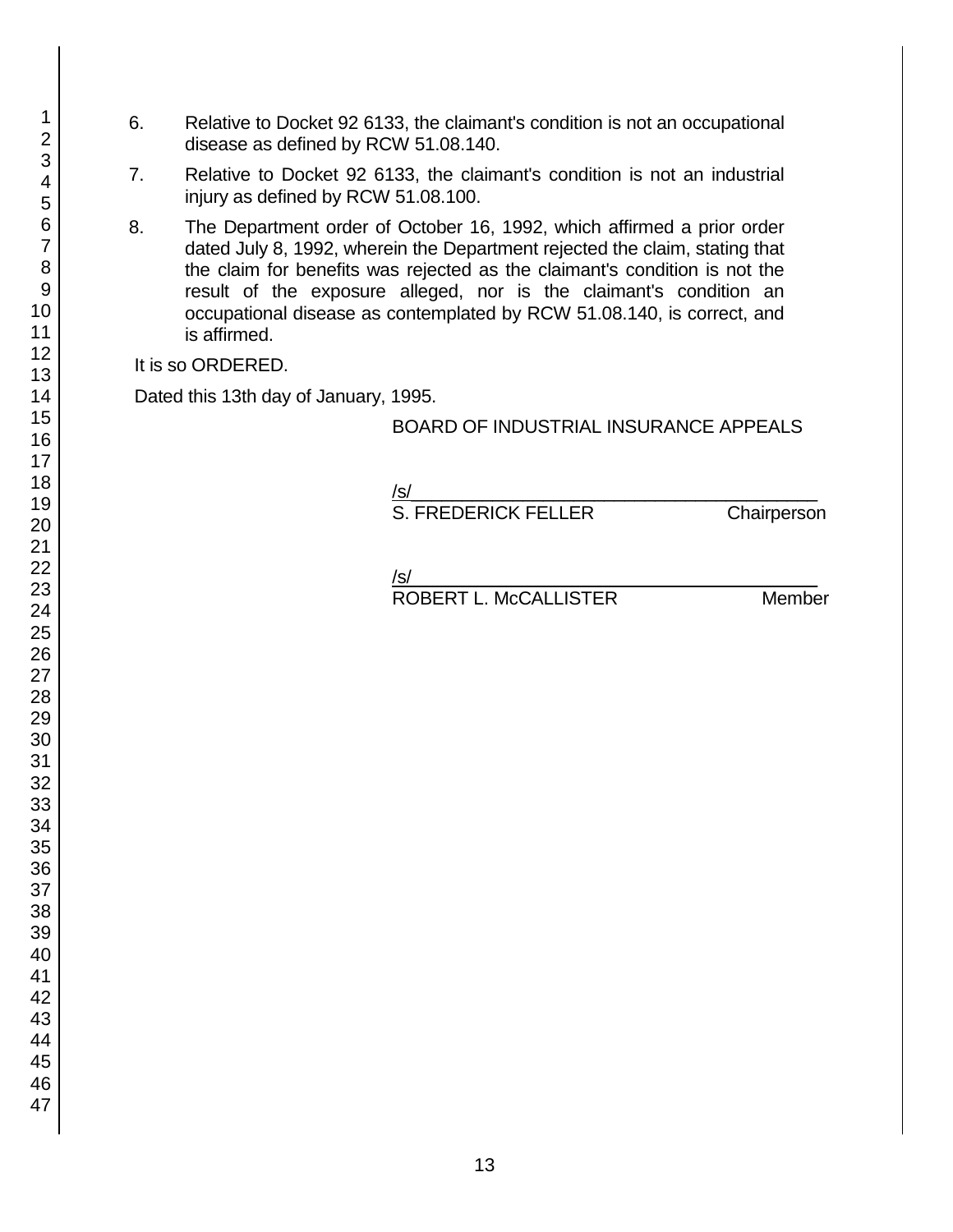6. Relative to Docket 92 6133, the claimant's condition is not an occupational disease as defined by RCW 51.08.140.

7. Relative to Docket 92 6133, the claimant's condition is not an industrial injury as defined by RCW 51.08.100.

8. The Department order of October 16, 1992, which affirmed a prior order dated July 8, 1992, wherein the Department rejected the claim, stating that the claim for benefits was rejected as the claimant's condition is not the result of the exposure alleged, nor is the claimant's condition an occupational disease as contemplated by RCW 51.08.140, is correct, and is affirmed.

It is so ORDERED.

Dated this 13th day of January, 1995.

BOARD OF INDUSTRIAL INSURANCE APPEALS

/s/\_\_\_\_\_\_\_\_\_\_\_\_\_\_\_\_\_\_\_\_\_\_\_\_\_\_\_\_\_\_\_\_\_\_\_\_\_\_\_\_
S. FREDERICK FELLER Chairperson

/s/\_\_\_\_\_\_\_\_\_\_\_\_\_\_\_\_\_\_\_\_\_\_\_\_\_\_\_\_\_\_\_\_\_\_\_\_\_\_\_\_
ROBERT L. McCALLISTER Member